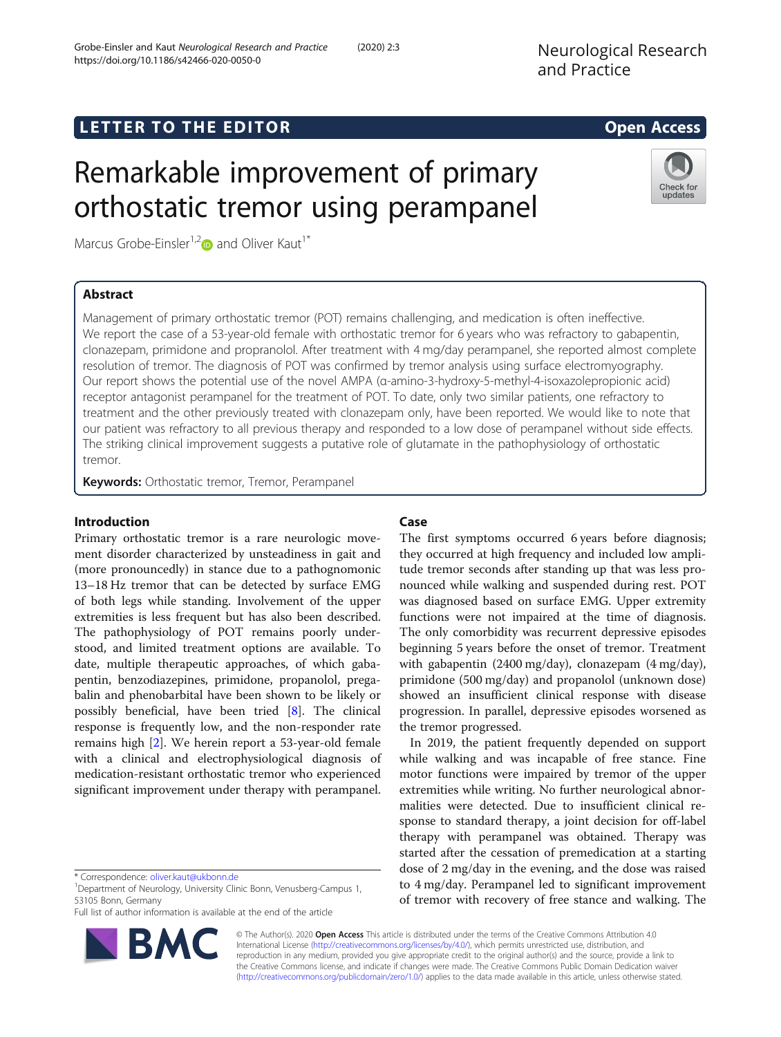LETTER TO THE EDITOR

Open Access

# Remarkable improvement of primary orthostatic tremor using perampanel

Marcus Grobe-Einsler[1,2] and Oliver Kaut[1*]

## Abstract

Management of primary orthostatic tremor (POT) remains challenging, and medication is often ineffective. We report the case of a 53-year-old female with orthostatic tremor for 6 years who was refractory to gabapentin, clonazepam, primidone and propranolol. After treatment with 4 mg/day perampanel, she reported almost complete resolution of tremor. The diagnosis of POT was confirmed by tremor analysis using surface electromyography. Our report shows the potential use of the novel AMPA (α-amino-3-hydroxy-5-methyl-4-isoxazolepropionic acid) receptor antagonist perampanel for the treatment of POT. To date, only two similar patients, one refractory to treatment and the other previously treated with clonazepam only, have been reported. We would like to note that our patient was refractory to all previous therapy and responded to a low dose of perampanel without side effects. The striking clinical improvement suggests a putative role of glutamate in the pathophysiology of orthostatic tremor.

**Keywords:** Orthostatic tremor, Tremor, Perampanel

## Introduction

Primary orthostatic tremor is a rare neurologic movement disorder characterized by unsteadiness in gait and (more pronouncedly) in stance due to a pathognomonic 13–18 Hz tremor that can be detected by surface EMG of both legs while standing. Involvement of the upper extremities is less frequent but has also been described. The pathophysiology of POT remains poorly understood, and limited treatment options are available. To date, multiple therapeutic approaches, of which gabapentin, benzodiazepines, primidone, propanolol, pregabalin and phenobarbital have been shown to be likely or possibly beneficial, have been tried [8]. The clinical response is frequently low, and the non-responder rate remains high [2]. We herein report a 53-year-old female with a clinical and electrophysiological diagnosis of medication-resistant orthostatic tremor who experienced significant improvement under therapy with perampanel.

## Case

The first symptoms occurred 6 years before diagnosis; they occurred at high frequency and included low amplitude tremor seconds after standing up that was less pronounced while walking and suspended during rest. POT was diagnosed based on surface EMG. Upper extremity functions were not impaired at the time of diagnosis. The only comorbidity was recurrent depressive episodes beginning 5 years before the onset of tremor. Treatment with gabapentin (2400 mg/day), clonazepam (4 mg/day), primidone (500 mg/day) and propanolol (unknown dose) showed an insufficient clinical response with disease progression. In parallel, depressive episodes worsened as the tremor progressed.

In 2019, the patient frequently depended on support while walking and was incapable of free stance. Fine motor functions were impaired by tremor of the upper extremities while writing. No further neurological abnormalities were detected. Due to insufficient clinical response to standard therapy, a joint decision for off-label therapy with perampanel was obtained. Therapy was started after the cessation of premedication at a starting dose of 2 mg/day in the evening, and the dose was raised to 4 mg/day. Perampanel led to significant improvement of tremor with recovery of free stance and walking. The

\* Correspondence: oliver.kaut@ukbonn.de
[1]Department of Neurology, University Clinic Bonn, Venusberg-Campus 1, 53105 Bonn, Germany
Full list of author information is available at the end of the article

© The Author(s). 2020 **Open Access** This article is distributed under the terms of the Creative Commons Attribution 4.0 International License (http://creativecommons.org/licenses/by/4.0/), which permits unrestricted use, distribution, and reproduction in any medium, provided you give appropriate credit to the original author(s) and the source, provide a link to the Creative Commons license, and indicate if changes were made. The Creative Commons Public Domain Dedication waiver (http://creativecommons.org/publicdomain/zero/1.0/) applies to the data made available in this article, unless otherwise stated.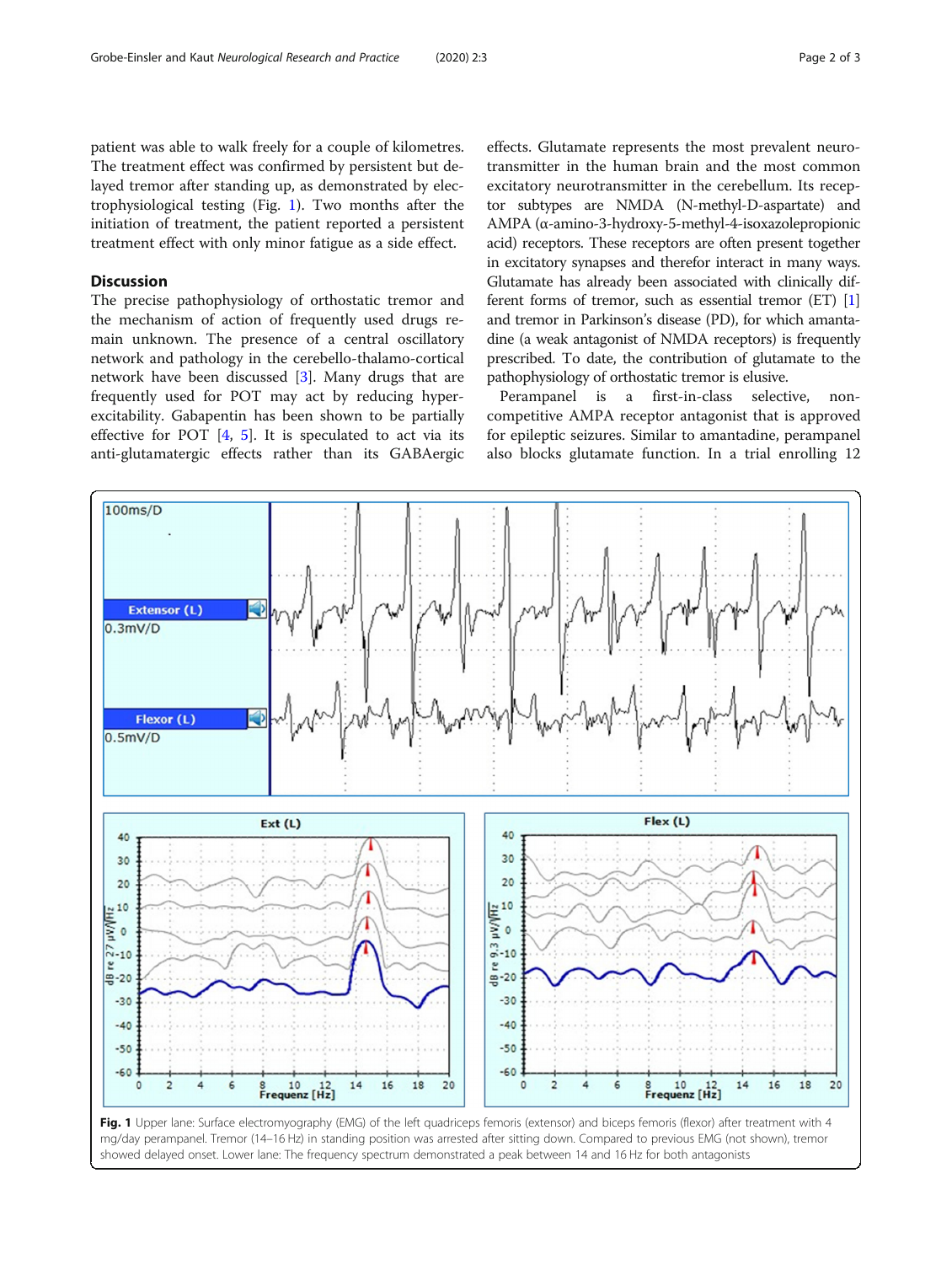patient was able to walk freely for a couple of kilometres. The treatment effect was confirmed by persistent but delayed tremor after standing up, as demonstrated by electrophysiological testing (Fig. 1). Two months after the initiation of treatment, the patient reported a persistent treatment effect with only minor fatigue as a side effect.

## Discussion

The precise pathophysiology of orthostatic tremor and the mechanism of action of frequently used drugs remain unknown. The presence of a central oscillatory network and pathology in the cerebello-thalamo-cortical network have been discussed [3]. Many drugs that are frequently used for POT may act by reducing hyperexcitability. Gabapentin has been shown to be partially effective for POT [4, 5]. It is speculated to act via its anti-glutamatergic effects rather than its GABAergic effects. Glutamate represents the most prevalent neurotransmitter in the human brain and the most common excitatory neurotransmitter in the cerebellum. Its receptor subtypes are NMDA (N-methyl-D-aspartate) and AMPA (α-amino-3-hydroxy-5-methyl-4-isoxazolepropionic acid) receptors. These receptors are often present together in excitatory synapses and therefor interact in many ways. Glutamate has already been associated with clinically different forms of tremor, such as essential tremor (ET) [1] and tremor in Parkinson's disease (PD), for which amantadine (a weak antagonist of NMDA receptors) is frequently prescribed. To date, the contribution of glutamate to the pathophysiology of orthostatic tremor is elusive.

Perampanel is a first-in-class selective, non-competitive AMPA receptor antagonist that is approved for epileptic seizures. Similar to amantadine, perampanel also blocks glutamate function. In a trial enrolling 12

**Fig. 1** Upper lane: Surface electromyography (EMG) of the left quadriceps femoris (extensor) and biceps femoris (flexor) after treatment with 4 mg/day perampanel. Tremor (14–16 Hz) in standing position was arrested after sitting down. Compared to previous EMG (not shown), tremor showed delayed onset. Lower lane: The frequency spectrum demonstrated a peak between 14 and 16 Hz for both antagonists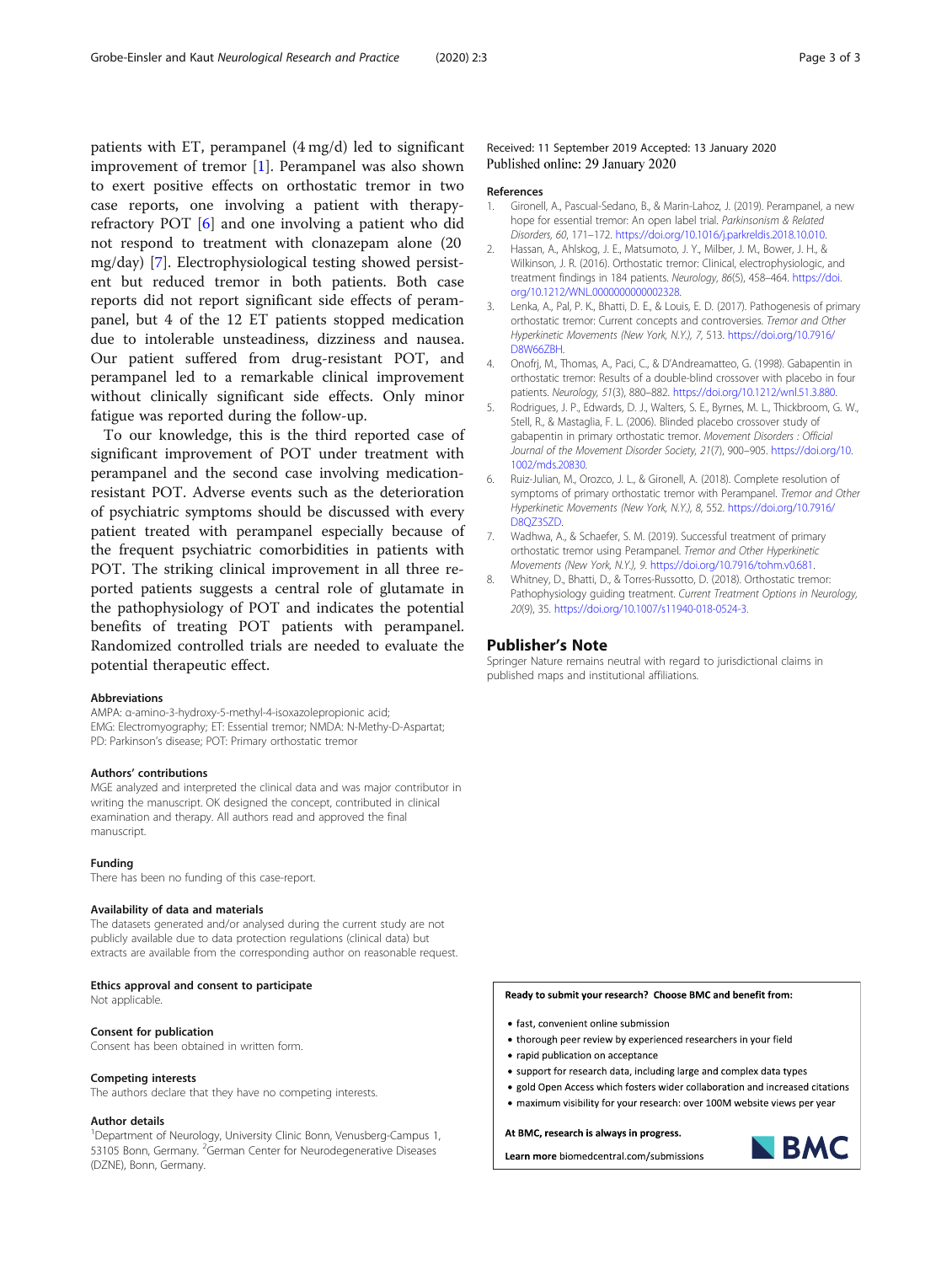patients with ET, perampanel (4 mg/d) led to significant improvement of tremor [1]. Perampanel was also shown to exert positive effects on orthostatic tremor in two case reports, one involving a patient with therapy-refractory POT [6] and one involving a patient who did not respond to treatment with clonazepam alone (20 mg/day) [7]. Electrophysiological testing showed persistent but reduced tremor in both patients. Both case reports did not report significant side effects of perampanel, but 4 of the 12 ET patients stopped medication due to intolerable unsteadiness, dizziness and nausea. Our patient suffered from drug-resistant POT, and perampanel led to a remarkable clinical improvement without clinically significant side effects. Only minor fatigue was reported during the follow-up.

To our knowledge, this is the third reported case of significant improvement of POT under treatment with perampanel and the second case involving medication-resistant POT. Adverse events such as the deterioration of psychiatric symptoms should be discussed with every patient treated with perampanel especially because of the frequent psychiatric comorbidities in patients with POT. The striking clinical improvement in all three reported patients suggests a central role of glutamate in the pathophysiology of POT and indicates the potential benefits of treating POT patients with perampanel. Randomized controlled trials are needed to evaluate the potential therapeutic effect.

#### Abbreviations

AMPA: α-amino-3-hydroxy-5-methyl-4-isoxazolepropionic acid; EMG: Electromyography; ET: Essential tremor; NMDA: N-Methy-D-Aspartat; PD: Parkinson's disease; POT: Primary orthostatic tremor

#### Authors' contributions

MGE analyzed and interpreted the clinical data and was major contributor in writing the manuscript. OK designed the concept, contributed in clinical examination and therapy. All authors read and approved the final manuscript.

#### Funding

There has been no funding of this case-report.

#### Availability of data and materials

The datasets generated and/or analysed during the current study are not publicly available due to data protection regulations (clinical data) but extracts are available from the corresponding author on reasonable request.

#### Ethics approval and consent to participate

Not applicable.

#### Consent for publication

Consent has been obtained in written form.

#### Competing interests

The authors declare that they have no competing interests.

#### Author details

[1]Department of Neurology, University Clinic Bonn, Venusberg-Campus 1, 53105 Bonn, Germany. [2]German Center for Neurodegenerative Diseases (DZNE), Bonn, Germany.

Received: 11 September 2019 Accepted: 13 January 2020
Published online: 29 January 2020

#### References

1. Gironell, A., Pascual-Sedano, B., & Marin-Lahoz, J. (2019). Perampanel, a new hope for essential tremor: An open label trial. *Parkinsonism & Related Disorders, 60*, 171–172. https://doi.org/10.1016/j.parkreldis.2018.10.010.
2. Hassan, A., Ahlskog, J. E., Matsumoto, J. Y., Milber, J. M., Bower, J. H., & Wilkinson, J. R. (2016). Orthostatic tremor: Clinical, electrophysiologic, and treatment findings in 184 patients. *Neurology, 86*(5), 458–464. https://doi.org/10.1212/WNL.0000000000002328.
3. Lenka, A., Pal, P. K., Bhatti, D. E., & Louis, E. D. (2017). Pathogenesis of primary orthostatic tremor: Current concepts and controversies. *Tremor and Other Hyperkinetic Movements (New York, N.Y.), 7*, 513. https://doi.org/10.7916/D8W66ZBH.
4. Onofrj, M., Thomas, A., Paci, C., & D'Andreamatteo, G. (1998). Gabapentin in orthostatic tremor: Results of a double-blind crossover with placebo in four patients. *Neurology, 51*(3), 880–882. https://doi.org/10.1212/wnl.51.3.880.
5. Rodrigues, J. P., Edwards, D. J., Walters, S. E., Byrnes, M. L., Thickbroom, G. W., Stell, R., & Mastaglia, F. L. (2006). Blinded placebo crossover study of gabapentin in primary orthostatic tremor. *Movement Disorders : Official Journal of the Movement Disorder Society, 21*(7), 900–905. https://doi.org/10.1002/mds.20830.
6. Ruiz-Julian, M., Orozco, J. L., & Gironell, A. (2018). Complete resolution of symptoms of primary orthostatic tremor with Perampanel. *Tremor and Other Hyperkinetic Movements (New York, N.Y.), 8*, 552. https://doi.org/10.7916/D8QZ3SZD.
7. Wadhwa, A., & Schaefer, S. M. (2019). Successful treatment of primary orthostatic tremor using Perampanel. *Tremor and Other Hyperkinetic Movements (New York, N.Y.), 9*. https://doi.org/10.7916/tohm.v0.681.
8. Whitney, D., Bhatti, D., & Torres-Russotto, D. (2018). Orthostatic tremor: Pathophysiology guiding treatment. *Current Treatment Options in Neurology, 20*(9), 35. https://doi.org/10.1007/s11940-018-0524-3.

## Publisher's Note

Springer Nature remains neutral with regard to jurisdictional claims in published maps and institutional affiliations.

**Ready to submit your research? Choose BMC and benefit from:**

- fast, convenient online submission
- thorough peer review by experienced researchers in your field
- rapid publication on acceptance
- support for research data, including large and complex data types
- gold Open Access which fosters wider collaboration and increased citations
- maximum visibility for your research: over 100M website views per year

**At BMC, research is always in progress.**

**Learn more** biomedcentral.com/submissions